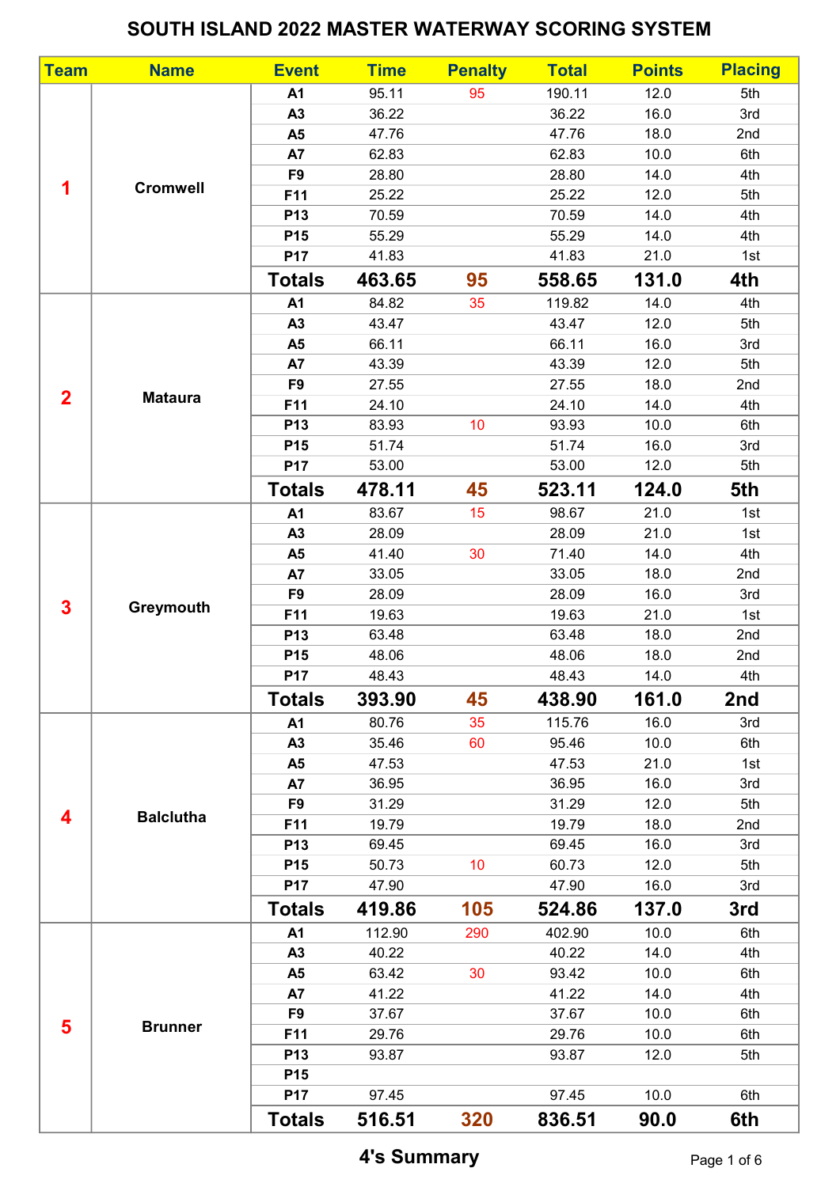# SOUTH ISLAND 2022 MASTER WATERWAY SCORING SYSTEM

| Team | Name | Event | Time | Penalty | Total | Points | Placing |
|---|---|---|---|---|---|---|---|
| 1 | Cromwell | A1 | 95.11 | 95 | 190.11 | 12.0 | 5th |
| | | A3 | 36.22 | | 36.22 | 16.0 | 3rd |
| | | A5 | 47.76 | | 47.76 | 18.0 | 2nd |
| | | A7 | 62.83 | | 62.83 | 10.0 | 6th |
| | | F9 | 28.80 | | 28.80 | 14.0 | 4th |
| | | F11 | 25.22 | | 25.22 | 12.0 | 5th |
| | | P13 | 70.59 | | 70.59 | 14.0 | 4th |
| | | P15 | 55.29 | | 55.29 | 14.0 | 4th |
| | | P17 | 41.83 | | 41.83 | 21.0 | 1st |
| | | **Totals** | **463.65** | **95** | **558.65** | **131.0** | **4th** |
| 2 | Mataura | A1 | 84.82 | 35 | 119.82 | 14.0 | 4th |
| | | A3 | 43.47 | | 43.47 | 12.0 | 5th |
| | | A5 | 66.11 | | 66.11 | 16.0 | 3rd |
| | | A7 | 43.39 | | 43.39 | 12.0 | 5th |
| | | F9 | 27.55 | | 27.55 | 18.0 | 2nd |
| | | F11 | 24.10 | | 24.10 | 14.0 | 4th |
| | | P13 | 83.93 | 10 | 93.93 | 10.0 | 6th |
| | | P15 | 51.74 | | 51.74 | 16.0 | 3rd |
| | | P17 | 53.00 | | 53.00 | 12.0 | 5th |
| | | **Totals** | **478.11** | **45** | **523.11** | **124.0** | **5th** |
| 3 | Greymouth | A1 | 83.67 | 15 | 98.67 | 21.0 | 1st |
| | | A3 | 28.09 | | 28.09 | 21.0 | 1st |
| | | A5 | 41.40 | 30 | 71.40 | 14.0 | 4th |
| | | A7 | 33.05 | | 33.05 | 18.0 | 2nd |
| | | F9 | 28.09 | | 28.09 | 16.0 | 3rd |
| | | F11 | 19.63 | | 19.63 | 21.0 | 1st |
| | | P13 | 63.48 | | 63.48 | 18.0 | 2nd |
| | | P15 | 48.06 | | 48.06 | 18.0 | 2nd |
| | | P17 | 48.43 | | 48.43 | 14.0 | 4th |
| | | **Totals** | **393.90** | **45** | **438.90** | **161.0** | **2nd** |
| 4 | Balclutha | A1 | 80.76 | 35 | 115.76 | 16.0 | 3rd |
| | | A3 | 35.46 | 60 | 95.46 | 10.0 | 6th |
| | | A5 | 47.53 | | 47.53 | 21.0 | 1st |
| | | A7 | 36.95 | | 36.95 | 16.0 | 3rd |
| | | F9 | 31.29 | | 31.29 | 12.0 | 5th |
| | | F11 | 19.79 | | 19.79 | 18.0 | 2nd |
| | | P13 | 69.45 | | 69.45 | 16.0 | 3rd |
| | | P15 | 50.73 | 10 | 60.73 | 12.0 | 5th |
| | | P17 | 47.90 | | 47.90 | 16.0 | 3rd |
| | | **Totals** | **419.86** | **105** | **524.86** | **137.0** | **3rd** |
| 5 | Brunner | A1 | 112.90 | 290 | 402.90 | 10.0 | 6th |
| | | A3 | 40.22 | | 40.22 | 14.0 | 4th |
| | | A5 | 63.42 | 30 | 93.42 | 10.0 | 6th |
| | | A7 | 41.22 | | 41.22 | 14.0 | 4th |
| | | F9 | 37.67 | | 37.67 | 10.0 | 6th |
| | | F11 | 29.76 | | 29.76 | 10.0 | 6th |
| | | P13 | 93.87 | | 93.87 | 12.0 | 5th |
| | | P15 | | | | | |
| | | P17 | 97.45 | | 97.45 | 10.0 | 6th |
| | | **Totals** | **516.51** | **320** | **836.51** | **90.0** | **6th** |

## 4's Summary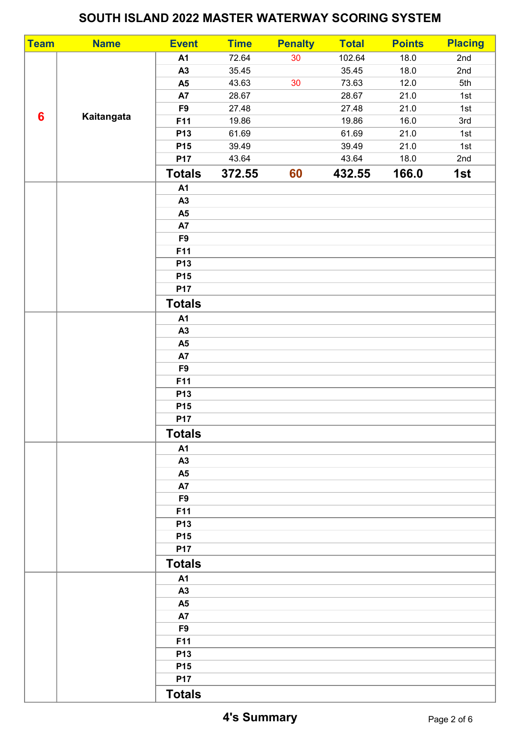# SOUTH ISLAND 2022 MASTER WATERWAY SCORING SYSTEM

| Team | Name | Event | Time | Penalty | Total | Points | Placing |
|---|---|---|---|---|---|---|---|
| 6 | Kaitangata | A1 | 72.64 | 30 | 102.64 | 18.0 | 2nd |
| | | A3 | 35.45 | | 35.45 | 18.0 | 2nd |
| | | A5 | 43.63 | 30 | 73.63 | 12.0 | 5th |
| | | A7 | 28.67 | | 28.67 | 21.0 | 1st |
| | | F9 | 27.48 | | 27.48 | 21.0 | 1st |
| | | F11 | 19.86 | | 19.86 | 16.0 | 3rd |
| | | P13 | 61.69 | | 61.69 | 21.0 | 1st |
| | | P15 | 39.49 | | 39.49 | 21.0 | 1st |
| | | P17 | 43.64 | | 43.64 | 18.0 | 2nd |
| | | **Totals** | **372.55** | **60** | **432.55** | **166.0** | **1st** |
| | | A1 | | | | | |
| | | A3 | | | | | |
| | | A5 | | | | | |
| | | A7 | | | | | |
| | | F9 | | | | | |
| | | F11 | | | | | |
| | | P13 | | | | | |
| | | P15 | | | | | |
| | | P17 | | | | | |
| | | **Totals** | | | | | |
| | | A1 | | | | | |
| | | A3 | | | | | |
| | | A5 | | | | | |
| | | A7 | | | | | |
| | | F9 | | | | | |
| | | F11 | | | | | |
| | | P13 | | | | | |
| | | P15 | | | | | |
| | | P17 | | | | | |
| | | **Totals** | | | | | |
| | | A1 | | | | | |
| | | A3 | | | | | |
| | | A5 | | | | | |
| | | A7 | | | | | |
| | | F9 | | | | | |
| | | F11 | | | | | |
| | | P13 | | | | | |
| | | P15 | | | | | |
| | | P17 | | | | | |
| | | **Totals** | | | | | |
| | | A1 | | | | | |
| | | A3 | | | | | |
| | | A5 | | | | | |
| | | A7 | | | | | |
| | | F9 | | | | | |
| | | F11 | | | | | |
| | | P13 | | | | | |
| | | P15 | | | | | |
| | | P17 | | | | | |
| | | **Totals** | | | | | |

**4's Summary**